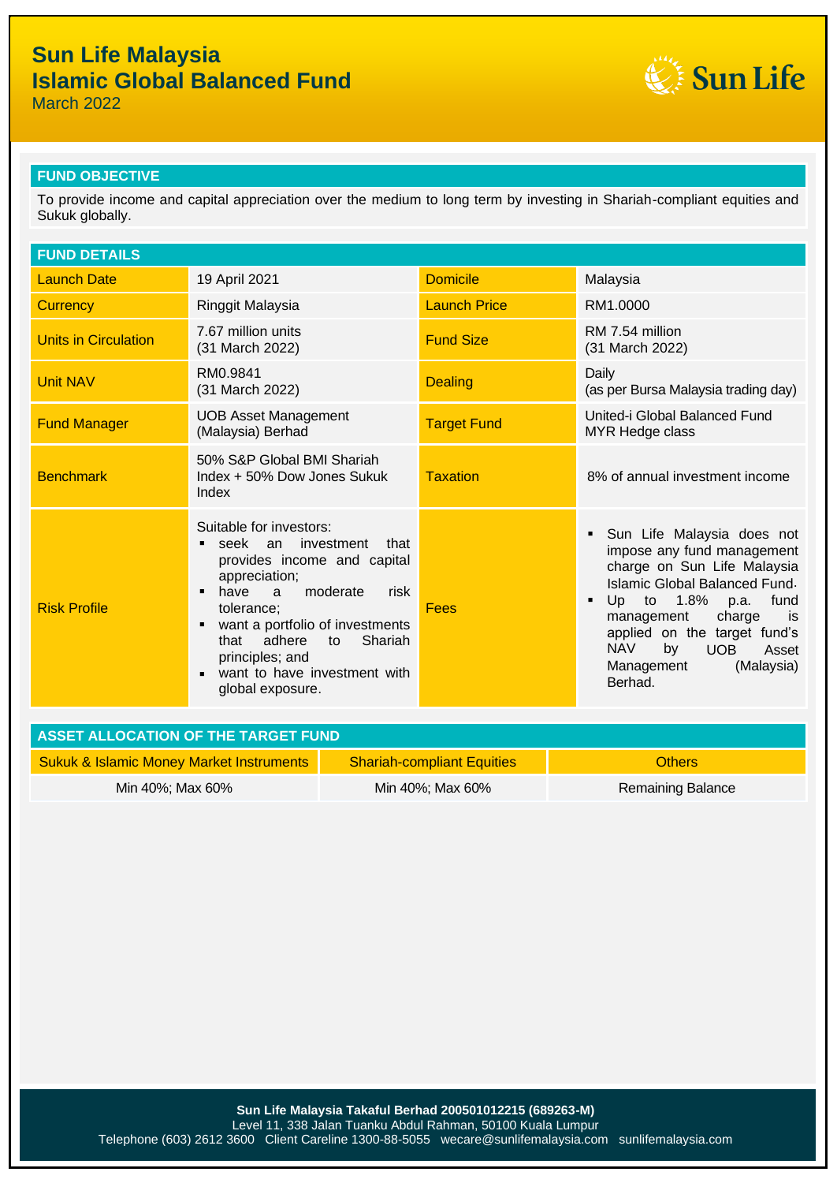# Sun Life Malaysia
# Islamic Global Balanced Fund

March 2022

## FUND OBJECTIVE

To provide income and capital appreciation over the medium to long term by investing in Shariah-compliant equities and Sukuk globally.

## FUND DETAILS

| | | | |
|---|---|---|---|
| Launch Date | 19 April 2021 | Domicile | Malaysia |
| Currency | Ringgit Malaysia | Launch Price | RM1.0000 |
| Units in Circulation | 7.67 million units (31 March 2022) | Fund Size | RM 7.54 million (31 March 2022) |
| Unit NAV | RM0.9841 (31 March 2022) | Dealing | Daily (as per Bursa Malaysia trading day) |
| Fund Manager | UOB Asset Management (Malaysia) Berhad | Target Fund | United-i Global Balanced Fund MYR Hedge class |
| Benchmark | 50% S&P Global BMI Shariah Index + 50% Dow Jones Sukuk Index | Taxation | 8% of annual investment income |
| Risk Profile | Suitable for investors:<br>▪ seek an investment that provides income and capital appreciation;<br>▪ have a moderate risk tolerance;<br>▪ want a portfolio of investments that adhere to Shariah principles; and<br>▪ want to have investment with global exposure. | Fees | ▪ Sun Life Malaysia does not impose any fund management charge on Sun Life Malaysia Islamic Global Balanced Fund.<br>▪ Up to 1.8% p.a. fund management charge is applied on the target fund's NAV by UOB Asset Management (Malaysia) Berhad. |

## ASSET ALLOCATION OF THE TARGET FUND

| Sukuk & Islamic Money Market Instruments | Shariah-compliant Equities | Others |
|---|---|---|
| Min 40%; Max 60% | Min 40%; Max 60% | Remaining Balance |

**Sun Life Malaysia Takaful Berhad 200501012215 (689263-M)**
Level 11, 338 Jalan Tuanku Abdul Rahman, 50100 Kuala Lumpur
Telephone (603) 2612 3600 Client Careline 1300-88-5055 wecare@sunlifemalaysia.com sunlifemalaysia.com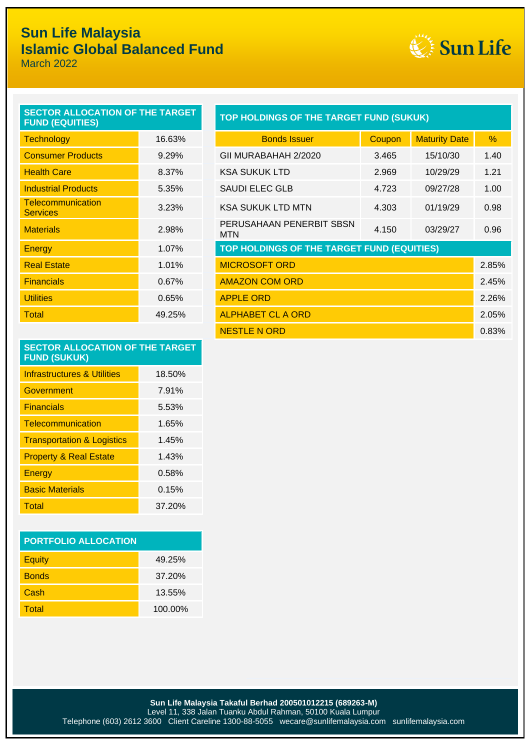# Sun Life Malaysia
## Islamic Global Balanced Fund
March 2022

| SECTOR ALLOCATION OF THE TARGET FUND (EQUITIES) | |
|---|---|
| Technology | 16.63% |
| Consumer Products | 9.29% |
| Health Care | 8.37% |
| Industrial Products | 5.35% |
| Telecommunication Services | 3.23% |
| Materials | 2.98% |
| Energy | 1.07% |
| Real Estate | 1.01% |
| Financials | 0.67% |
| Utilities | 0.65% |
| Total | 49.25% |

| SECTOR ALLOCATION OF THE TARGET FUND (SUKUK) | |
|---|---|
| Infrastructures & Utilities | 18.50% |
| Government | 7.91% |
| Financials | 5.53% |
| Telecommunication | 1.65% |
| Transportation & Logistics | 1.45% |
| Property & Real Estate | 1.43% |
| Energy | 0.58% |
| Basic Materials | 0.15% |
| Total | 37.20% |

| PORTFOLIO ALLOCATION | |
|---|---|
| Equity | 49.25% |
| Bonds | 37.20% |
| Cash | 13.55% |
| Total | 100.00% |

**TOP HOLDINGS OF THE TARGET FUND (SUKUK)**

| Bonds Issuer | Coupon | Maturity Date | % |
|---|---|---|---|
| GII MURABAHAH 2/2020 | 3.465 | 15/10/30 | 1.40 |
| KSA SUKUK LTD | 2.969 | 10/29/29 | 1.21 |
| SAUDI ELEC GLB | 4.723 | 09/27/28 | 1.00 |
| KSA SUKUK LTD MTN | 4.303 | 01/19/29 | 0.98 |
| PERUSAHAAN PENERBIT SBSN MTN | 4.150 | 03/29/27 | 0.96 |

| TOP HOLDINGS OF THE TARGET FUND (EQUITIES) | |
|---|---|
| MICROSOFT ORD | 2.85% |
| AMAZON COM ORD | 2.45% |
| APPLE ORD | 2.26% |
| ALPHABET CL A ORD | 2.05% |
| NESTLE N ORD | 0.83% |

**Sun Life Malaysia Takaful Berhad 200501012215 (689263-M)**
Level 11, 338 Jalan Tuanku Abdul Rahman, 50100 Kuala Lumpur
Telephone (603) 2612 3600 Client Careline 1300-88-5055 wecare@sunlifemalaysia.com sunlifemalaysia.com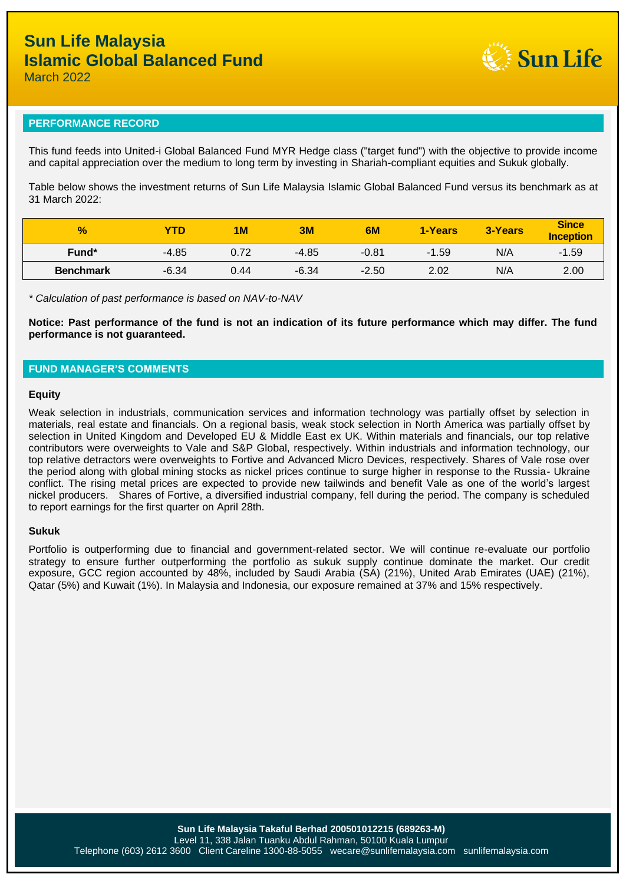# Sun Life Malaysia
# Islamic Global Balanced Fund

March 2022

## PERFORMANCE RECORD

This fund feeds into United-i Global Balanced Fund MYR Hedge class ("target fund") with the objective to provide income and capital appreciation over the medium to long term by investing in Shariah-compliant equities and Sukuk globally.

Table below shows the investment returns of Sun Life Malaysia Islamic Global Balanced Fund versus its benchmark as at 31 March 2022:

| % | YTD | 1M | 3M | 6M | 1-Years | 3-Years | Since Inception |
|---|---|---|---|---|---|---|---|
| **Fund*** | -4.85 | 0.72 | -4.85 | -0.81 | -1.59 | N/A | -1.59 |
| **Benchmark** | -6.34 | 0.44 | -6.34 | -2.50 | 2.02 | N/A | 2.00 |

*\* Calculation of past performance is based on NAV-to-NAV*

**Notice: Past performance of the fund is not an indication of its future performance which may differ. The fund performance is not guaranteed.**

## FUND MANAGER'S COMMENTS

### Equity

Weak selection in industrials, communication services and information technology was partially offset by selection in materials, real estate and financials. On a regional basis, weak stock selection in North America was partially offset by selection in United Kingdom and Developed EU & Middle East ex UK. Within materials and financials, our top relative contributors were overweights to Vale and S&P Global, respectively. Within industrials and information technology, our top relative detractors were overweights to Fortive and Advanced Micro Devices, respectively. Shares of Vale rose over the period along with global mining stocks as nickel prices continue to surge higher in response to the Russia- Ukraine conflict. The rising metal prices are expected to provide new tailwinds and benefit Vale as one of the world's largest nickel producers. Shares of Fortive, a diversified industrial company, fell during the period. The company is scheduled to report earnings for the first quarter on April 28th.

### Sukuk

Portfolio is outperforming due to financial and government-related sector. We will continue re-evaluate our portfolio strategy to ensure further outperforming the portfolio as sukuk supply continue dominate the market. Our credit exposure, GCC region accounted by 48%, included by Saudi Arabia (SA) (21%), United Arab Emirates (UAE) (21%), Qatar (5%) and Kuwait (1%). In Malaysia and Indonesia, our exposure remained at 37% and 15% respectively.

**Sun Life Malaysia Takaful Berhad 200501012215 (689263-M)**
Level 11, 338 Jalan Tuanku Abdul Rahman, 50100 Kuala Lumpur
Telephone (603) 2612 3600 Client Careline 1300-88-5055 wecare@sunlifemalaysia.com sunlifemalaysia.com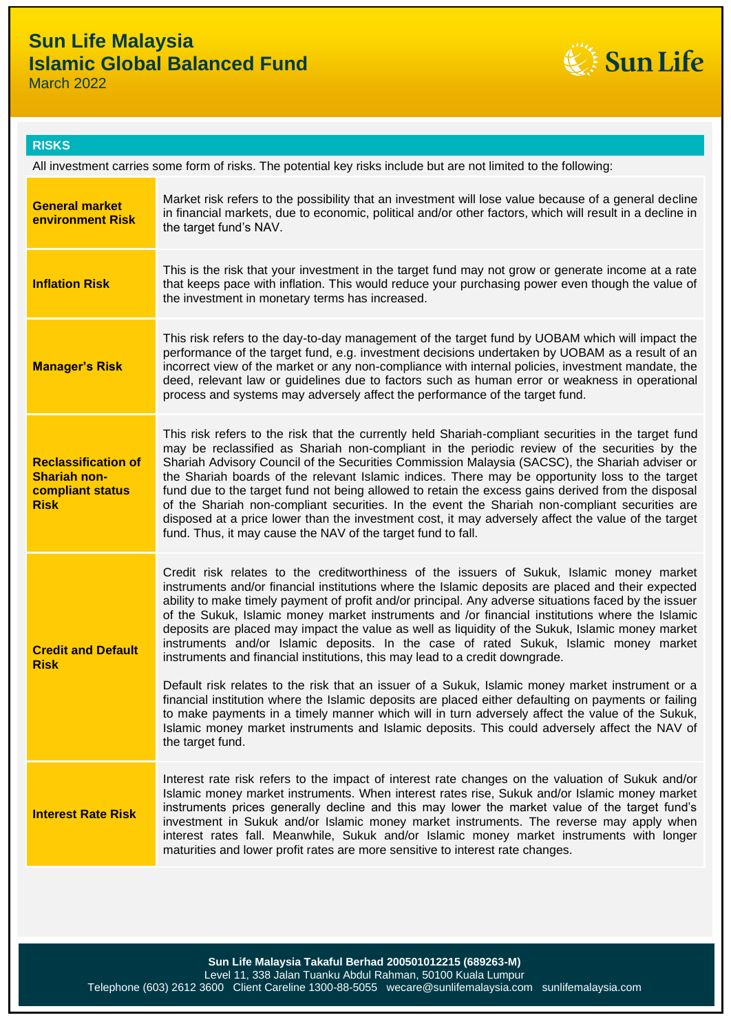# Sun Life Malaysia Islamic Global Balanced Fund

March 2022

## RISKS

All investment carries some form of risks. The potential key risks include but are not limited to the following:

| Risk | Description |
|---|---|
| **General market environment Risk** | Market risk refers to the possibility that an investment will lose value because of a general decline in financial markets, due to economic, political and/or other factors, which will result in a decline in the target fund's NAV. |
| **Inflation Risk** | This is the risk that your investment in the target fund may not grow or generate income at a rate that keeps pace with inflation. This would reduce your purchasing power even though the value of the investment in monetary terms has increased. |
| **Manager's Risk** | This risk refers to the day-to-day management of the target fund by UOBAM which will impact the performance of the target fund, e.g. investment decisions undertaken by UOBAM as a result of an incorrect view of the market or any non-compliance with internal policies, investment mandate, the deed, relevant law or guidelines due to factors such as human error or weakness in operational process and systems may adversely affect the performance of the target fund. |
| **Reclassification of Shariah non-compliant status Risk** | This risk refers to the risk that the currently held Shariah-compliant securities in the target fund may be reclassified as Shariah non-compliant in the periodic review of the securities by the Shariah Advisory Council of the Securities Commission Malaysia (SACSC), the Shariah adviser or the Shariah boards of the relevant Islamic indices. There may be opportunity loss to the target fund due to the target fund not being allowed to retain the excess gains derived from the disposal of the Shariah non-compliant securities. In the event the Shariah non-compliant securities are disposed at a price lower than the investment cost, it may adversely affect the value of the target fund. Thus, it may cause the NAV of the target fund to fall. |
| **Credit and Default Risk** | Credit risk relates to the creditworthiness of the issuers of Sukuk, Islamic money market instruments and/or financial institutions where the Islamic deposits are placed and their expected ability to make timely payment of profit and/or principal. Any adverse situations faced by the issuer of the Sukuk, Islamic money market instruments and /or financial institutions where the Islamic deposits are placed may impact the value as well as liquidity of the Sukuk, Islamic money market instruments and/or Islamic deposits. In the case of rated Sukuk, Islamic money market instruments and financial institutions, this may lead to a credit downgrade.<br><br>Default risk relates to the risk that an issuer of a Sukuk, Islamic money market instrument or a financial institution where the Islamic deposits are placed either defaulting on payments or failing to make payments in a timely manner which will in turn adversely affect the value of the Sukuk, Islamic money market instruments and Islamic deposits. This could adversely affect the NAV of the target fund. |
| **Interest Rate Risk** | Interest rate risk refers to the impact of interest rate changes on the valuation of Sukuk and/or Islamic money market instruments. When interest rates rise, Sukuk and/or Islamic money market instruments prices generally decline and this may lower the market value of the target fund's investment in Sukuk and/or Islamic money market instruments. The reverse may apply when interest rates fall. Meanwhile, Sukuk and/or Islamic money market instruments with longer maturities and lower profit rates are more sensitive to interest rate changes. |

**Sun Life Malaysia Takaful Berhad 200501012215 (689263-M)**
Level 11, 338 Jalan Tuanku Abdul Rahman, 50100 Kuala Lumpur
Telephone (603) 2612 3600 Client Careline 1300-88-5055 wecare@sunlifemalaysia.com sunlifemalaysia.com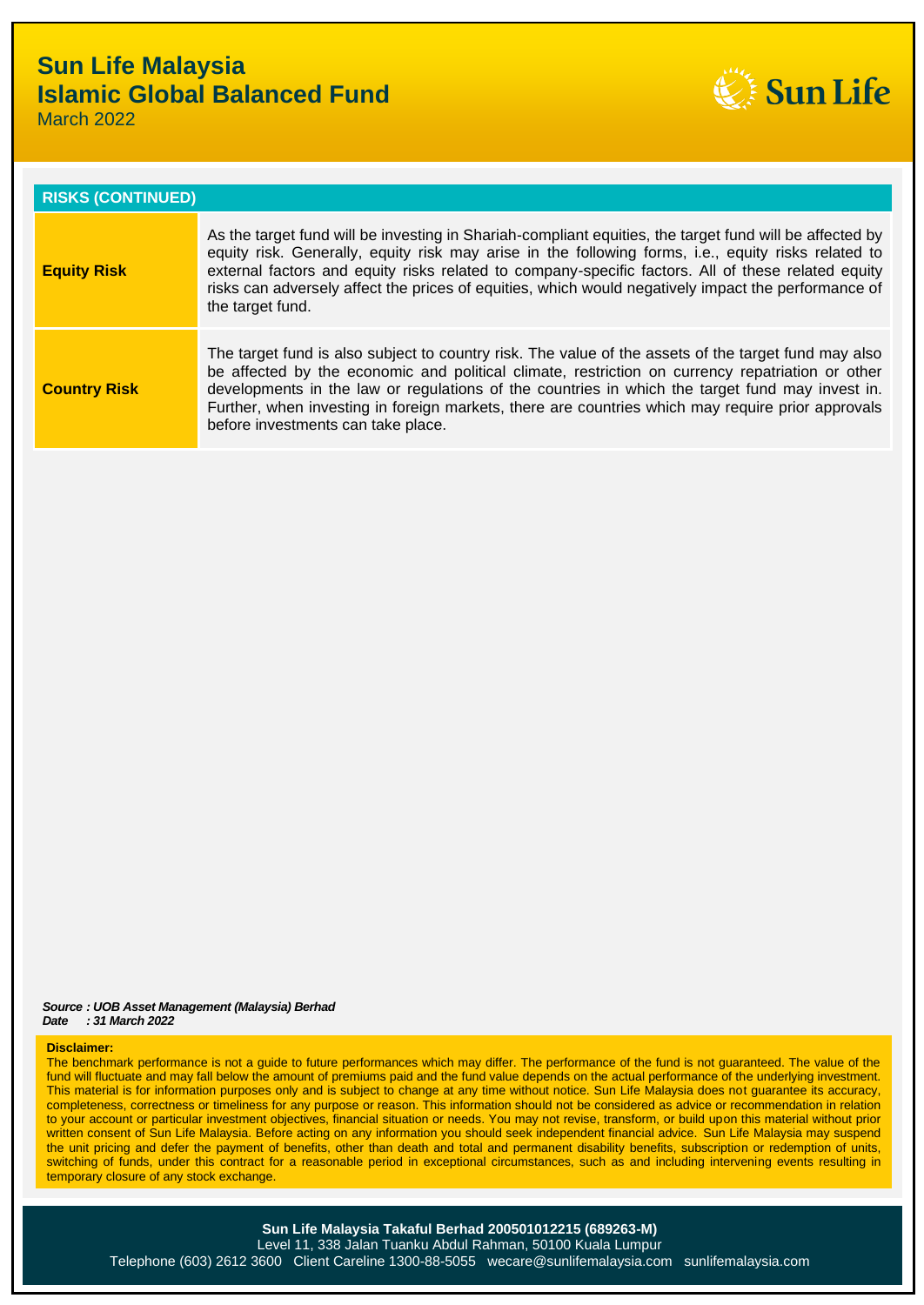## RISKS (CONTINUED)

| | |
|---|---|
| **Equity Risk** | As the target fund will be investing in Shariah-compliant equities, the target fund will be affected by equity risk. Generally, equity risk may arise in the following forms, i.e., equity risks related to external factors and equity risks related to company-specific factors. All of these related equity risks can adversely affect the prices of equities, which would negatively impact the performance of the target fund. |
| **Country Risk** | The target fund is also subject to country risk. The value of the assets of the target fund may also be affected by the economic and political climate, restriction on currency repatriation or other developments in the law or regulations of the countries in which the target fund may invest in. Further, when investing in foreign markets, there are countries which may require prior approvals before investments can take place. |

***Source : UOB Asset Management (Malaysia) Berhad***
***Date : 31 March 2022***

**Disclaimer:**
The benchmark performance is not a guide to future performances which may differ. The performance of the fund is not guaranteed. The value of the fund will fluctuate and may fall below the amount of premiums paid and the fund value depends on the actual performance of the underlying investment. This material is for information purposes only and is subject to change at any time without notice. Sun Life Malaysia does not guarantee its accuracy, completeness, correctness or timeliness for any purpose or reason. This information should not be considered as advice or recommendation in relation to your account or particular investment objectives, financial situation or needs. You may not revise, transform, or build upon this material without prior written consent of Sun Life Malaysia. Before acting on any information you should seek independent financial advice. Sun Life Malaysia may suspend the unit pricing and defer the payment of benefits, other than death and total and permanent disability benefits, subscription or redemption of units, switching of funds, under this contract for a reasonable period in exceptional circumstances, such as and including intervening events resulting in temporary closure of any stock exchange.

**Sun Life Malaysia Takaful Berhad 200501012215 (689263-M)**
Level 11, 338 Jalan Tuanku Abdul Rahman, 50100 Kuala Lumpur
Telephone (603) 2612 3600 Client Careline 1300-88-5055 wecare@sunlifemalaysia.com sunlifemalaysia.com